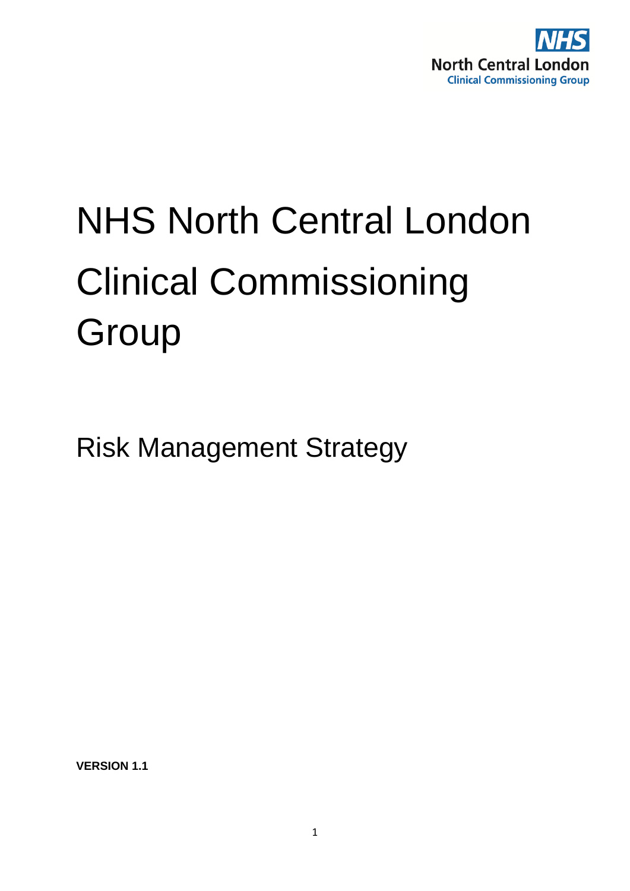NHS
North Central London
Clinical Commissioning Group

# NHS North Central London Clinical Commissioning Group

## Risk Management Strategy

**VERSION 1.1**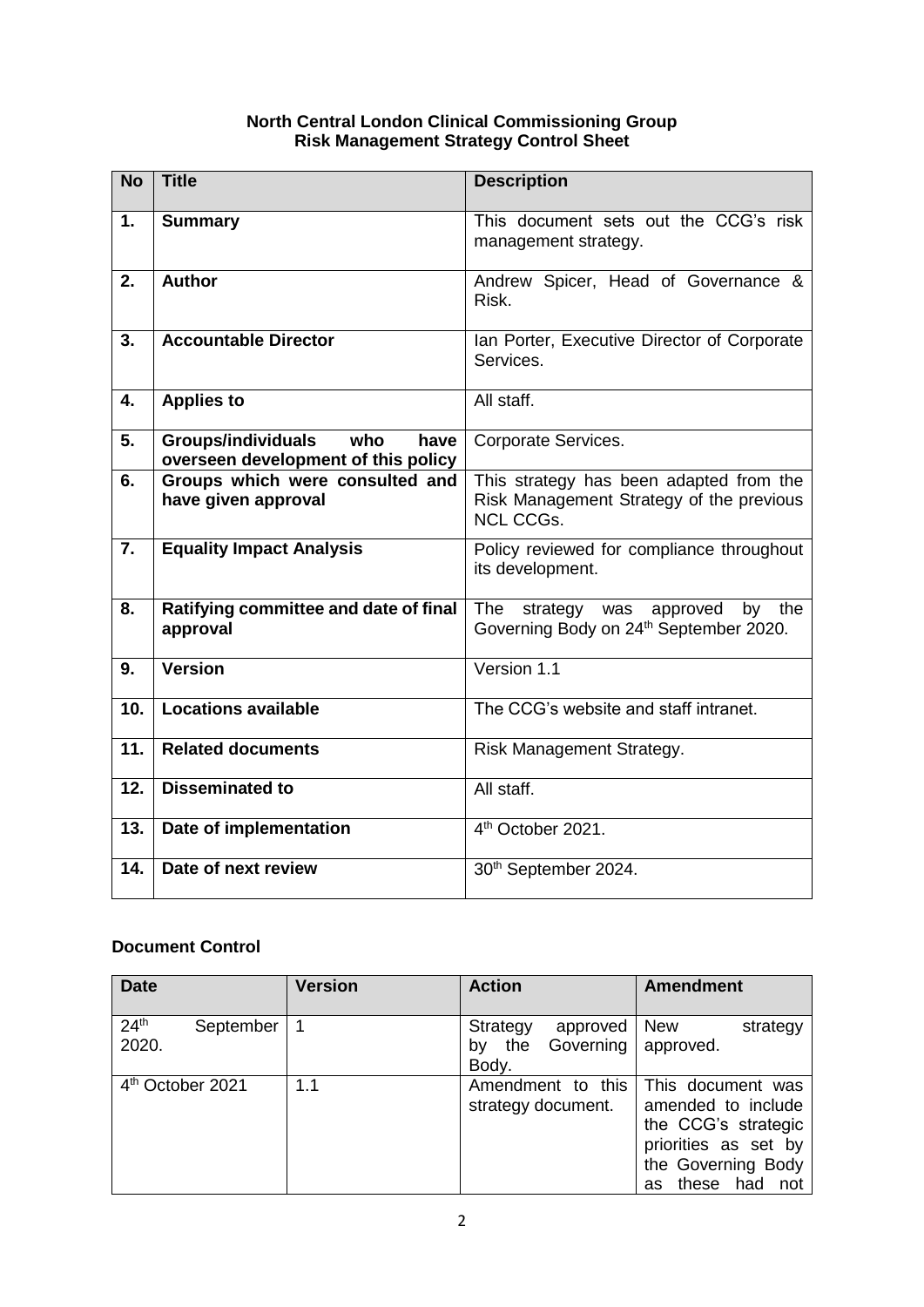**North Central London Clinical Commissioning Group**
**Risk Management Strategy Control Sheet**

| No | Title | Description |
|---|---|---|
| 1. | **Summary** | This document sets out the CCG's risk management strategy. |
| 2. | **Author** | Andrew Spicer, Head of Governance & Risk. |
| 3. | **Accountable Director** | Ian Porter, Executive Director of Corporate Services. |
| 4. | **Applies to** | All staff. |
| 5. | **Groups/individuals who have overseen development of this policy** | Corporate Services. |
| 6. | **Groups which were consulted and have given approval** | This strategy has been adapted from the Risk Management Strategy of the previous NCL CCGs. |
| 7. | **Equality Impact Analysis** | Policy reviewed for compliance throughout its development. |
| 8. | **Ratifying committee and date of final approval** | The strategy was approved by the Governing Body on 24th September 2020. |
| 9. | **Version** | Version 1.1 |
| 10. | **Locations available** | The CCG's website and staff intranet. |
| 11. | **Related documents** | Risk Management Strategy. |
| 12. | **Disseminated to** | All staff. |
| 13. | **Date of implementation** | 4th October 2021. |
| 14. | **Date of next review** | 30th September 2024. |

**Document Control**

| Date | Version | Action | Amendment |
|---|---|---|---|
| 24th September 2020. | 1 | Strategy approved by the Governing Body. | New strategy approved. |
| 4th October 2021 | 1.1 | Amendment to this strategy document. | This document was amended to include the CCG's strategic priorities as set by the Governing Body as these had not |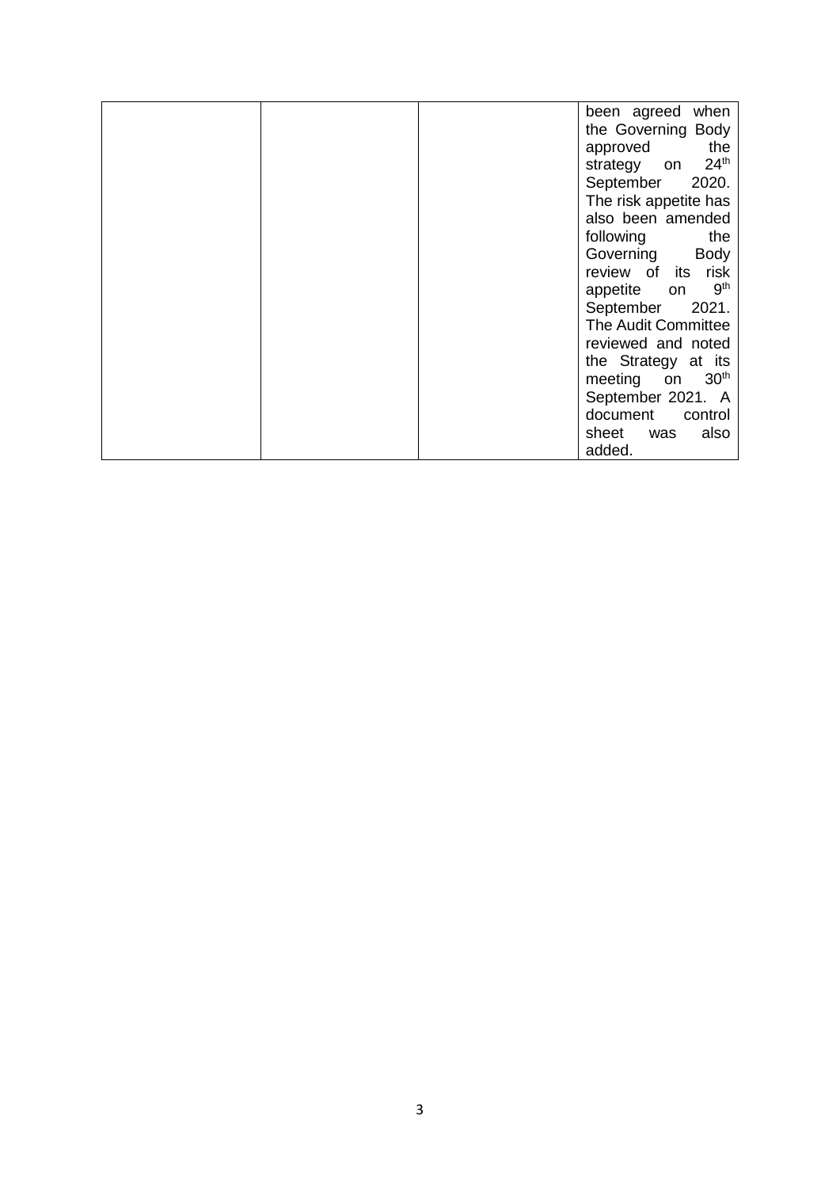|  |  |  | been agreed when the Governing Body approved the strategy on 24th September 2020. The risk appetite has also been amended following the Governing Body review of its risk appetite on 9th September 2021. The Audit Committee reviewed and noted the Strategy at its meeting on 30th September 2021. A document control sheet was also added. |
| --- | --- | --- | --- |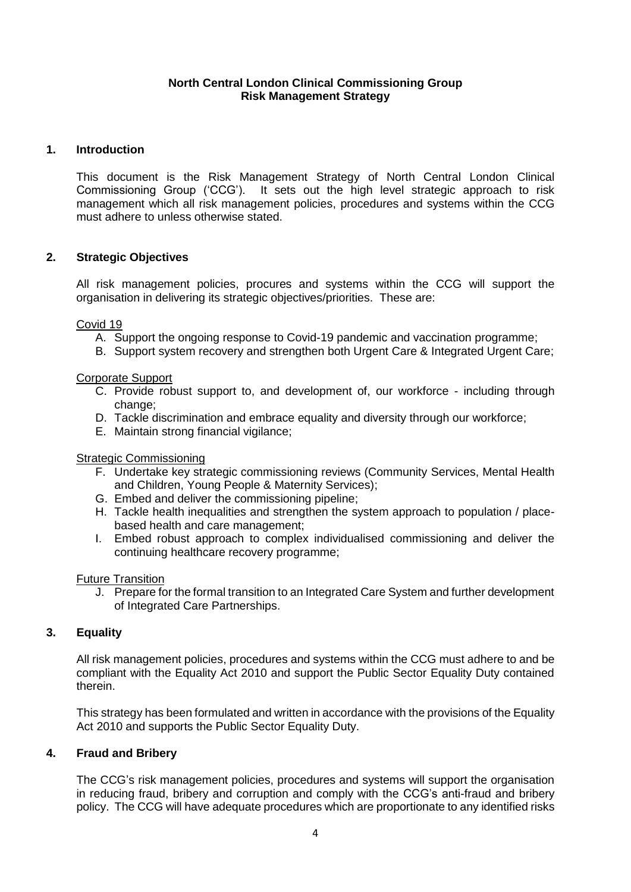**North Central London Clinical Commissioning Group**
**Risk Management Strategy**

## 1. Introduction

This document is the Risk Management Strategy of North Central London Clinical Commissioning Group ('CCG'). It sets out the high level strategic approach to risk management which all risk management policies, procedures and systems within the CCG must adhere to unless otherwise stated.

## 2. Strategic Objectives

All risk management policies, procures and systems within the CCG will support the organisation in delivering its strategic objectives/priorities. These are:

<u>Covid 19</u>

A. Support the ongoing response to Covid-19 pandemic and vaccination programme;
B. Support system recovery and strengthen both Urgent Care & Integrated Urgent Care;

<u>Corporate Support</u>

C. Provide robust support to, and development of, our workforce - including through change;
D. Tackle discrimination and embrace equality and diversity through our workforce;
E. Maintain strong financial vigilance;

<u>Strategic Commissioning</u>

F. Undertake key strategic commissioning reviews (Community Services, Mental Health and Children, Young People & Maternity Services);
G. Embed and deliver the commissioning pipeline;
H. Tackle health inequalities and strengthen the system approach to population / place-based health and care management;
I. Embed robust approach to complex individualised commissioning and deliver the continuing healthcare recovery programme;

<u>Future Transition</u>

J. Prepare for the formal transition to an Integrated Care System and further development of Integrated Care Partnerships.

## 3. Equality

All risk management policies, procedures and systems within the CCG must adhere to and be compliant with the Equality Act 2010 and support the Public Sector Equality Duty contained therein.

This strategy has been formulated and written in accordance with the provisions of the Equality Act 2010 and supports the Public Sector Equality Duty.

## 4. Fraud and Bribery

The CCG's risk management policies, procedures and systems will support the organisation in reducing fraud, bribery and corruption and comply with the CCG's anti-fraud and bribery policy. The CCG will have adequate procedures which are proportionate to any identified risks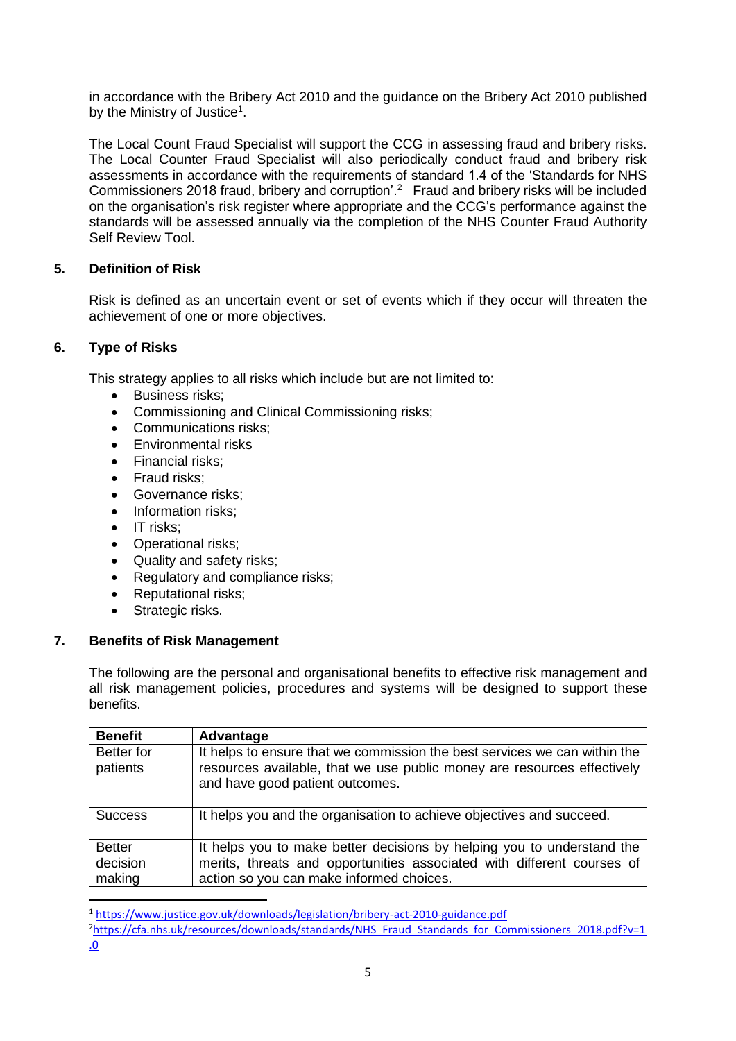in accordance with the Bribery Act 2010 and the guidance on the Bribery Act 2010 published by the Ministry of Justice[1].

The Local Count Fraud Specialist will support the CCG in assessing fraud and bribery risks. The Local Counter Fraud Specialist will also periodically conduct fraud and bribery risk assessments in accordance with the requirements of standard 1.4 of the 'Standards for NHS Commissioners 2018 fraud, bribery and corruption'.[2] Fraud and bribery risks will be included on the organisation's risk register where appropriate and the CCG's performance against the standards will be assessed annually via the completion of the NHS Counter Fraud Authority Self Review Tool.

## 5. Definition of Risk

Risk is defined as an uncertain event or set of events which if they occur will threaten the achievement of one or more objectives.

## 6. Type of Risks

This strategy applies to all risks which include but are not limited to:

- Business risks;
- Commissioning and Clinical Commissioning risks;
- Communications risks;
- Environmental risks
- Financial risks;
- Fraud risks;
- Governance risks;
- Information risks;
- IT risks;
- Operational risks;
- Quality and safety risks;
- Regulatory and compliance risks;
- Reputational risks;
- Strategic risks.

## 7. Benefits of Risk Management

The following are the personal and organisational benefits to effective risk management and all risk management policies, procedures and systems will be designed to support these benefits.

| Benefit | Advantage |
|---|---|
| Better for patients | It helps to ensure that we commission the best services we can within the resources available, that we use public money are resources effectively and have good patient outcomes. |
| Success | It helps you and the organisation to achieve objectives and succeed. |
| Better decision making | It helps you to make better decisions by helping you to understand the merits, threats and opportunities associated with different courses of action so you can make informed choices. |

[1] https://www.justice.gov.uk/downloads/legislation/bribery-act-2010-guidance.pdf

[2] https://cfa.nhs.uk/resources/downloads/standards/NHS_Fraud_Standards_for_Commissioners_2018.pdf?v=1.0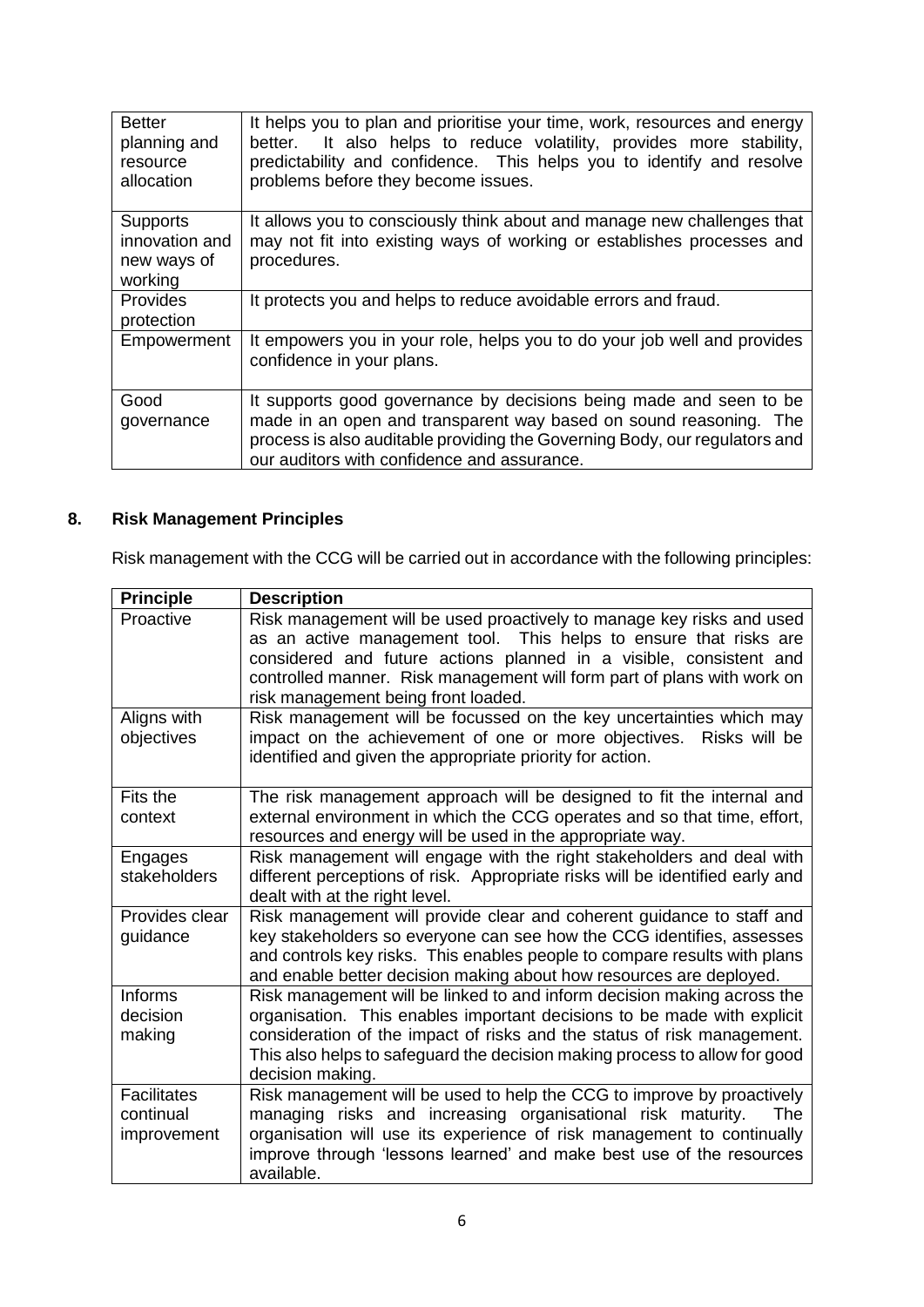| | |
|---|---|
| Better planning and resource allocation | It helps you to plan and prioritise your time, work, resources and energy better. It also helps to reduce volatility, provides more stability, predictability and confidence. This helps you to identify and resolve problems before they become issues. |
| Supports innovation and new ways of working | It allows you to consciously think about and manage new challenges that may not fit into existing ways of working or establishes processes and procedures. |
| Provides protection | It protects you and helps to reduce avoidable errors and fraud. |
| Empowerment | It empowers you in your role, helps you to do your job well and provides confidence in your plans. |
| Good governance | It supports good governance by decisions being made and seen to be made in an open and transparent way based on sound reasoning. The process is also auditable providing the Governing Body, our regulators and our auditors with confidence and assurance. |

## 8. Risk Management Principles

Risk management with the CCG will be carried out in accordance with the following principles:

| Principle | Description |
|---|---|
| Proactive | Risk management will be used proactively to manage key risks and used as an active management tool. This helps to ensure that risks are considered and future actions planned in a visible, consistent and controlled manner. Risk management will form part of plans with work on risk management being front loaded. |
| Aligns with objectives | Risk management will be focussed on the key uncertainties which may impact on the achievement of one or more objectives. Risks will be identified and given the appropriate priority for action. |
| Fits the context | The risk management approach will be designed to fit the internal and external environment in which the CCG operates and so that time, effort, resources and energy will be used in the appropriate way. |
| Engages stakeholders | Risk management will engage with the right stakeholders and deal with different perceptions of risk. Appropriate risks will be identified early and dealt with at the right level. |
| Provides clear guidance | Risk management will provide clear and coherent guidance to staff and key stakeholders so everyone can see how the CCG identifies, assesses and controls key risks. This enables people to compare results with plans and enable better decision making about how resources are deployed. |
| Informs decision making | Risk management will be linked to and inform decision making across the organisation. This enables important decisions to be made with explicit consideration of the impact of risks and the status of risk management. This also helps to safeguard the decision making process to allow for good decision making. |
| Facilitates continual improvement | Risk management will be used to help the CCG to improve by proactively managing risks and increasing organisational risk maturity. The organisation will use its experience of risk management to continually improve through 'lessons learned' and make best use of the resources available. |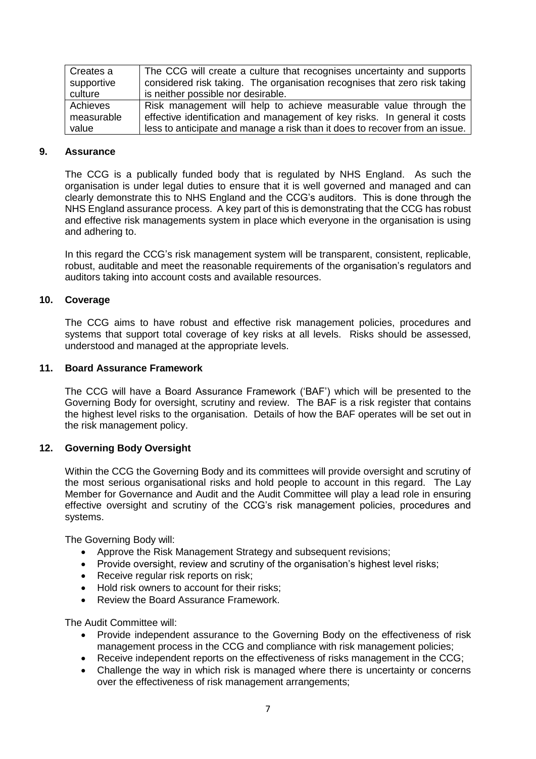| Creates a supportive culture | The CCG will create a culture that recognises uncertainty and supports considered risk taking. The organisation recognises that zero risk taking is neither possible nor desirable. |
|---|---|
| Achieves measurable value | Risk management will help to achieve measurable value through the effective identification and management of key risks. In general it costs less to anticipate and manage a risk than it does to recover from an issue. |

## 9. Assurance

The CCG is a publically funded body that is regulated by NHS England. As such the organisation is under legal duties to ensure that it is well governed and managed and can clearly demonstrate this to NHS England and the CCG's auditors. This is done through the NHS England assurance process. A key part of this is demonstrating that the CCG has robust and effective risk managements system in place which everyone in the organisation is using and adhering to.

In this regard the CCG's risk management system will be transparent, consistent, replicable, robust, auditable and meet the reasonable requirements of the organisation's regulators and auditors taking into account costs and available resources.

## 10. Coverage

The CCG aims to have robust and effective risk management policies, procedures and systems that support total coverage of key risks at all levels. Risks should be assessed, understood and managed at the appropriate levels.

## 11. Board Assurance Framework

The CCG will have a Board Assurance Framework ('BAF') which will be presented to the Governing Body for oversight, scrutiny and review. The BAF is a risk register that contains the highest level risks to the organisation. Details of how the BAF operates will be set out in the risk management policy.

## 12. Governing Body Oversight

Within the CCG the Governing Body and its committees will provide oversight and scrutiny of the most serious organisational risks and hold people to account in this regard. The Lay Member for Governance and Audit and the Audit Committee will play a lead role in ensuring effective oversight and scrutiny of the CCG's risk management policies, procedures and systems.

The Governing Body will:

- Approve the Risk Management Strategy and subsequent revisions;
- Provide oversight, review and scrutiny of the organisation's highest level risks;
- Receive regular risk reports on risk;
- Hold risk owners to account for their risks;
- Review the Board Assurance Framework.

The Audit Committee will:

- Provide independent assurance to the Governing Body on the effectiveness of risk management process in the CCG and compliance with risk management policies;
- Receive independent reports on the effectiveness of risks management in the CCG;
- Challenge the way in which risk is managed where there is uncertainty or concerns over the effectiveness of risk management arrangements;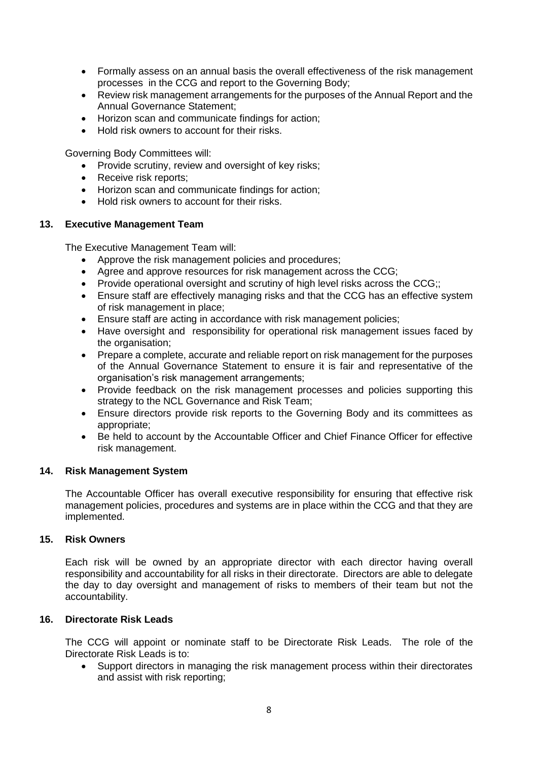- Formally assess on an annual basis the overall effectiveness of the risk management processes in the CCG and report to the Governing Body;
- Review risk management arrangements for the purposes of the Annual Report and the Annual Governance Statement;
- Horizon scan and communicate findings for action;
- Hold risk owners to account for their risks.

Governing Body Committees will:

- Provide scrutiny, review and oversight of key risks;
- Receive risk reports;
- Horizon scan and communicate findings for action;
- Hold risk owners to account for their risks.

## 13. Executive Management Team

The Executive Management Team will:

- Approve the risk management policies and procedures;
- Agree and approve resources for risk management across the CCG;
- Provide operational oversight and scrutiny of high level risks across the CCG;;
- Ensure staff are effectively managing risks and that the CCG has an effective system of risk management in place;
- Ensure staff are acting in accordance with risk management policies;
- Have oversight and responsibility for operational risk management issues faced by the organisation;
- Prepare a complete, accurate and reliable report on risk management for the purposes of the Annual Governance Statement to ensure it is fair and representative of the organisation's risk management arrangements;
- Provide feedback on the risk management processes and policies supporting this strategy to the NCL Governance and Risk Team;
- Ensure directors provide risk reports to the Governing Body and its committees as appropriate;
- Be held to account by the Accountable Officer and Chief Finance Officer for effective risk management.

## 14. Risk Management System

The Accountable Officer has overall executive responsibility for ensuring that effective risk management policies, procedures and systems are in place within the CCG and that they are implemented.

## 15. Risk Owners

Each risk will be owned by an appropriate director with each director having overall responsibility and accountability for all risks in their directorate. Directors are able to delegate the day to day oversight and management of risks to members of their team but not the accountability.

## 16. Directorate Risk Leads

The CCG will appoint or nominate staff to be Directorate Risk Leads. The role of the Directorate Risk Leads is to:

- Support directors in managing the risk management process within their directorates and assist with risk reporting;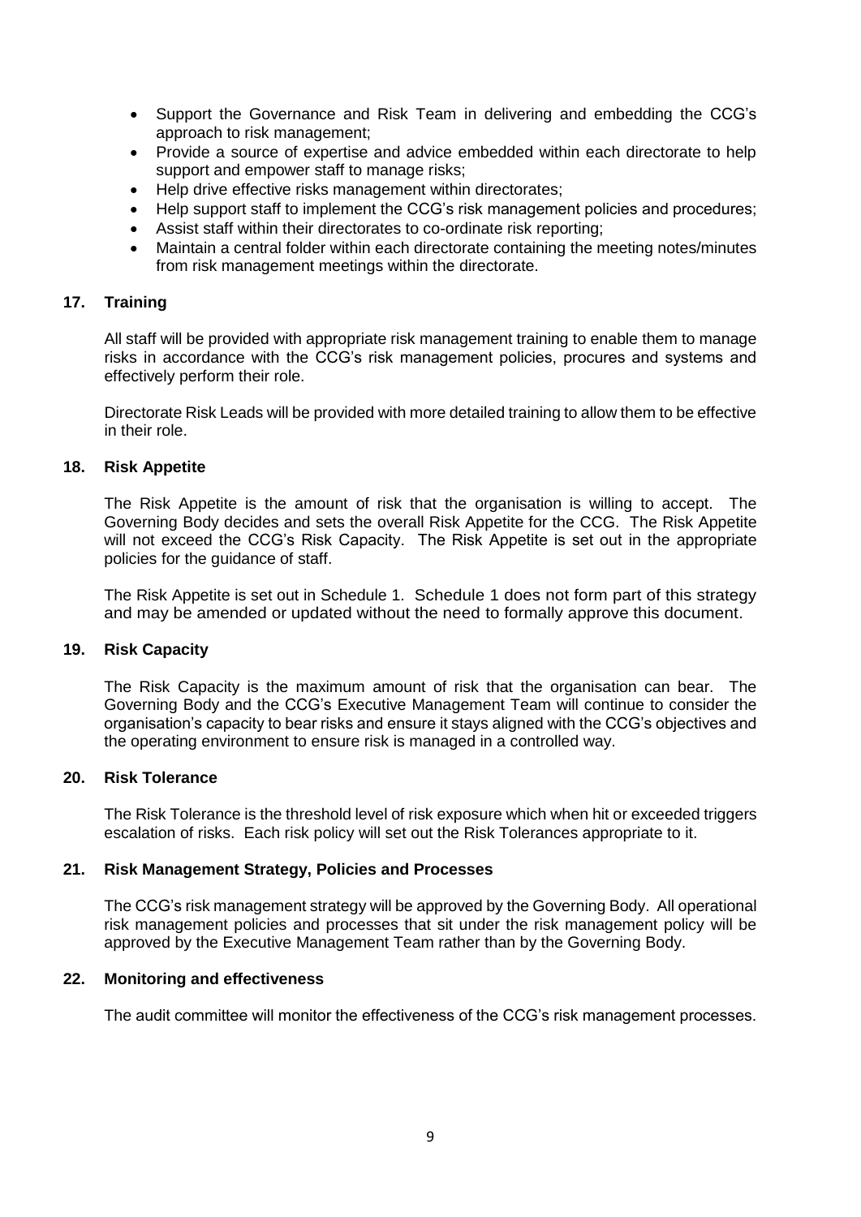- Support the Governance and Risk Team in delivering and embedding the CCG's approach to risk management;
- Provide a source of expertise and advice embedded within each directorate to help support and empower staff to manage risks;
- Help drive effective risks management within directorates;
- Help support staff to implement the CCG's risk management policies and procedures;
- Assist staff within their directorates to co-ordinate risk reporting;
- Maintain a central folder within each directorate containing the meeting notes/minutes from risk management meetings within the directorate.

## 17. Training

All staff will be provided with appropriate risk management training to enable them to manage risks in accordance with the CCG's risk management policies, procures and systems and effectively perform their role.

Directorate Risk Leads will be provided with more detailed training to allow them to be effective in their role.

## 18. Risk Appetite

The Risk Appetite is the amount of risk that the organisation is willing to accept. The Governing Body decides and sets the overall Risk Appetite for the CCG. The Risk Appetite will not exceed the CCG's Risk Capacity. The Risk Appetite is set out in the appropriate policies for the guidance of staff.

The Risk Appetite is set out in Schedule 1. Schedule 1 does not form part of this strategy and may be amended or updated without the need to formally approve this document.

## 19. Risk Capacity

The Risk Capacity is the maximum amount of risk that the organisation can bear. The Governing Body and the CCG's Executive Management Team will continue to consider the organisation's capacity to bear risks and ensure it stays aligned with the CCG's objectives and the operating environment to ensure risk is managed in a controlled way.

## 20. Risk Tolerance

The Risk Tolerance is the threshold level of risk exposure which when hit or exceeded triggers escalation of risks. Each risk policy will set out the Risk Tolerances appropriate to it.

## 21. Risk Management Strategy, Policies and Processes

The CCG's risk management strategy will be approved by the Governing Body. All operational risk management policies and processes that sit under the risk management policy will be approved by the Executive Management Team rather than by the Governing Body.

## 22. Monitoring and effectiveness

The audit committee will monitor the effectiveness of the CCG's risk management processes.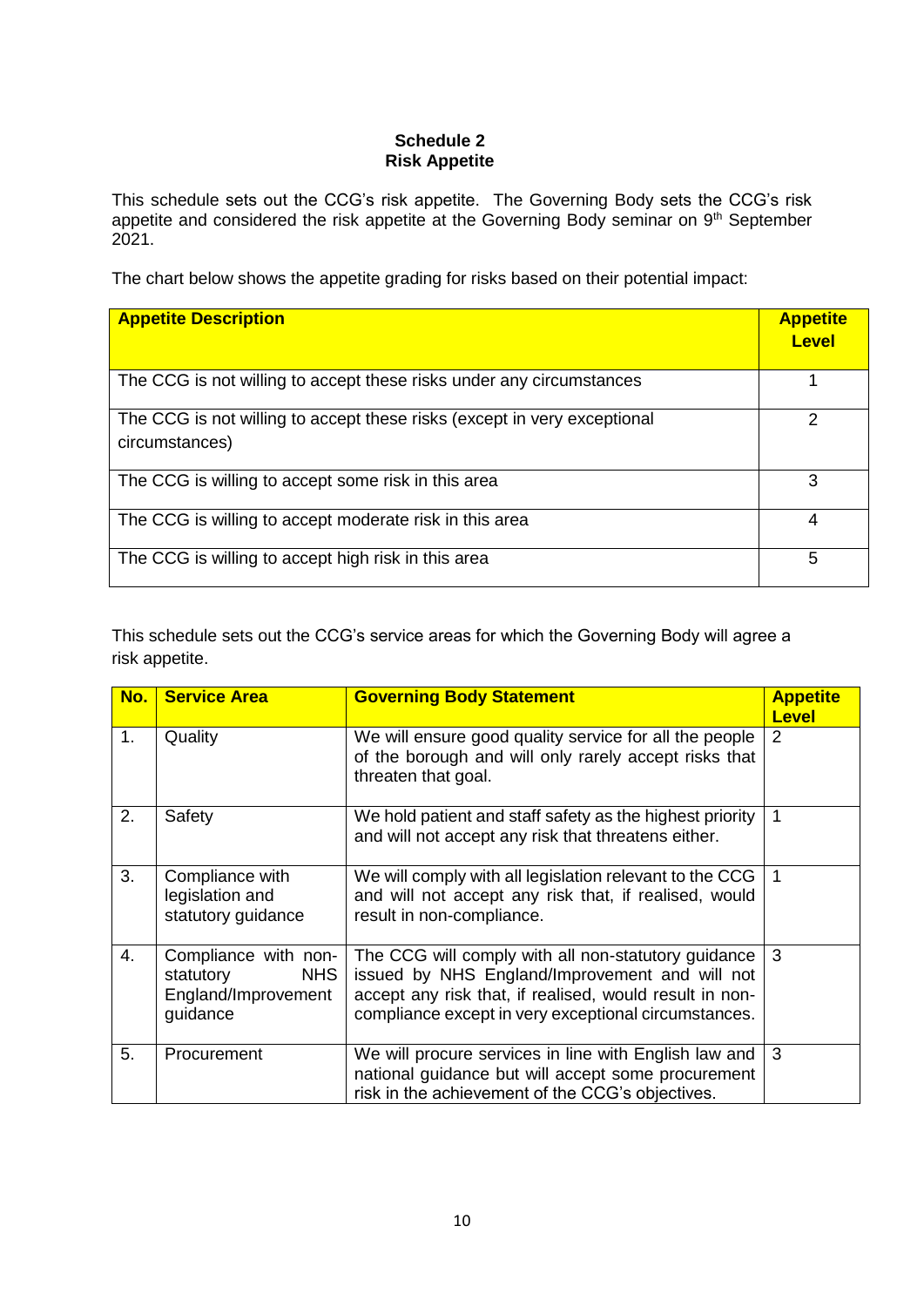**Schedule 2**
**Risk Appetite**

This schedule sets out the CCG's risk appetite. The Governing Body sets the CCG's risk appetite and considered the risk appetite at the Governing Body seminar on 9th September 2021.

The chart below shows the appetite grading for risks based on their potential impact:

| Appetite Description | Appetite Level |
|---|---|
| The CCG is not willing to accept these risks under any circumstances | 1 |
| The CCG is not willing to accept these risks (except in very exceptional circumstances) | 2 |
| The CCG is willing to accept some risk in this area | 3 |
| The CCG is willing to accept moderate risk in this area | 4 |
| The CCG is willing to accept high risk in this area | 5 |

This schedule sets out the CCG's service areas for which the Governing Body will agree a risk appetite.

| No. | Service Area | Governing Body Statement | Appetite Level |
|---|---|---|---|
| 1. | Quality | We will ensure good quality service for all the people of the borough and will only rarely accept risks that threaten that goal. | 2 |
| 2. | Safety | We hold patient and staff safety as the highest priority and will not accept any risk that threatens either. | 1 |
| 3. | Compliance with legislation and statutory guidance | We will comply with all legislation relevant to the CCG and will not accept any risk that, if realised, would result in non-compliance. | 1 |
| 4. | Compliance with non-statutory NHS England/Improvement guidance | The CCG will comply with all non-statutory guidance issued by NHS England/Improvement and will not accept any risk that, if realised, would result in non-compliance except in very exceptional circumstances. | 3 |
| 5. | Procurement | We will procure services in line with English law and national guidance but will accept some procurement risk in the achievement of the CCG's objectives. | 3 |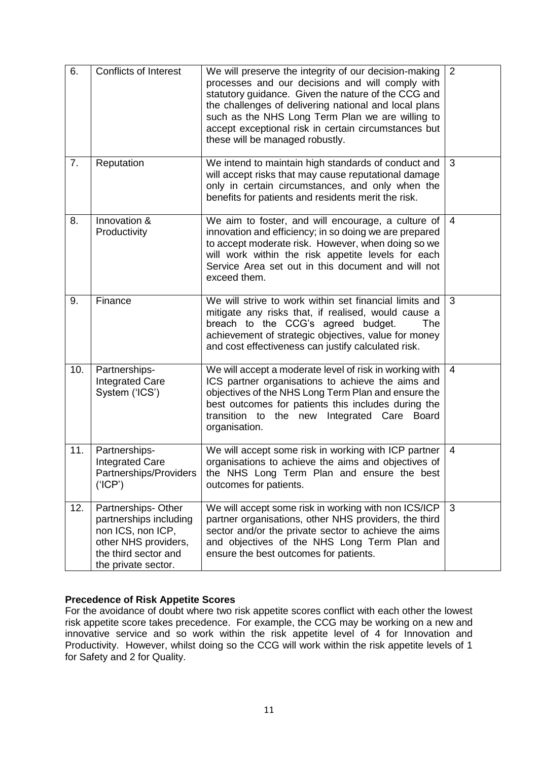| | | | |
|---|---|---|---|
| 6. | Conflicts of Interest | We will preserve the integrity of our decision-making processes and our decisions and will comply with statutory guidance. Given the nature of the CCG and the challenges of delivering national and local plans such as the NHS Long Term Plan we are willing to accept exceptional risk in certain circumstances but these will be managed robustly. | 2 |
| 7. | Reputation | We intend to maintain high standards of conduct and will accept risks that may cause reputational damage only in certain circumstances, and only when the benefits for patients and residents merit the risk. | 3 |
| 8. | Innovation & Productivity | We aim to foster, and will encourage, a culture of innovation and efficiency; in so doing we are prepared to accept moderate risk. However, when doing so we will work within the risk appetite levels for each Service Area set out in this document and will not exceed them. | 4 |
| 9. | Finance | We will strive to work within set financial limits and mitigate any risks that, if realised, would cause a breach to the CCG's agreed budget. The achievement of strategic objectives, value for money and cost effectiveness can justify calculated risk. | 3 |
| 10. | Partnerships- Integrated Care System ('ICS') | We will accept a moderate level of risk in working with ICS partner organisations to achieve the aims and objectives of the NHS Long Term Plan and ensure the best outcomes for patients this includes during the transition to the new Integrated Care Board organisation. | 4 |
| 11. | Partnerships- Integrated Care Partnerships/Providers ('ICP') | We will accept some risk in working with ICP partner organisations to achieve the aims and objectives of the NHS Long Term Plan and ensure the best outcomes for patients. | 4 |
| 12. | Partnerships- Other partnerships including non ICS, non ICP, other NHS providers, the third sector and the private sector. | We will accept some risk in working with non ICS/ICP partner organisations, other NHS providers, the third sector and/or the private sector to achieve the aims and objectives of the NHS Long Term Plan and ensure the best outcomes for patients. | 3 |

**Precedence of Risk Appetite Scores**

For the avoidance of doubt where two risk appetite scores conflict with each other the lowest risk appetite score takes precedence. For example, the CCG may be working on a new and innovative service and so work within the risk appetite level of 4 for Innovation and Productivity. However, whilst doing so the CCG will work within the risk appetite levels of 1 for Safety and 2 for Quality.